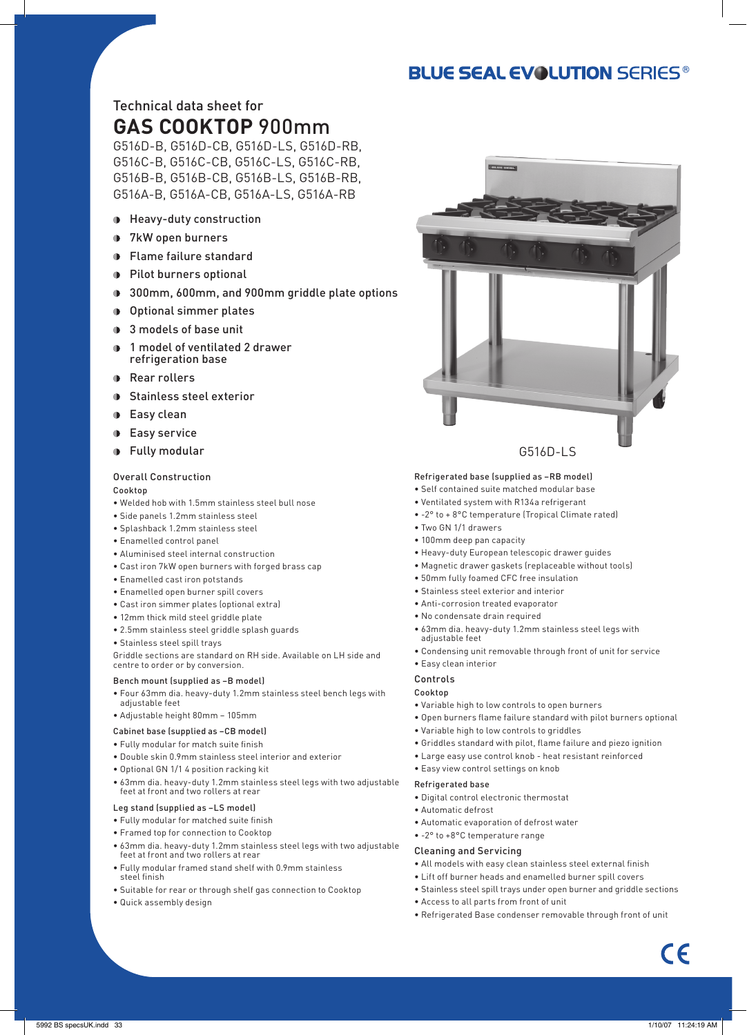BLUE SEAL EVOLUTION SERIES®

Technical data sheet for

# GAS COOKTOP 900mm

G516D-B, G516D-CB, G516D-LS, G516D-RB,
G516C-B, G516C-CB, G516C-LS, G516C-RB,
G516B-B, G516B-CB, G516B-LS, G516B-RB,
G516A-B, G516A-CB, G516A-LS, G516A-RB

- Heavy-duty construction
- 7kW open burners
- Flame failure standard
- Pilot burners optional
- 300mm, 600mm, and 900mm griddle plate options
- Optional simmer plates
- 3 models of base unit
- 1 model of ventilated 2 drawer refrigeration base
- Rear rollers
- Stainless steel exterior
- Easy clean
- Easy service
- Fully modular

G516D-LS

## Overall Construction

### Cooktop

- Welded hob with 1.5mm stainless steel bull nose
- Side panels 1.2mm stainless steel
- Splashback 1.2mm stainless steel
- Enamelled control panel
- Aluminised steel internal construction
- Cast iron 7kW open burners with forged brass cap
- Enamelled cast iron potstands
- Enamelled open burner spill covers
- Cast iron simmer plates (optional extra)
- 12mm thick mild steel griddle plate
- 2.5mm stainless steel griddle splash guards
- Stainless steel spill trays

Griddle sections are standard on RH side. Available on LH side and centre to order or by conversion.

### Bench mount (supplied as –B model)

- Four 63mm dia. heavy-duty 1.2mm stainless steel bench legs with adjustable feet
- Adjustable height 80mm – 105mm

### Cabinet base (supplied as –CB model)

- Fully modular for match suite finish
- Double skin 0.9mm stainless steel interior and exterior
- Optional GN 1/1 4 position racking kit
- 63mm dia. heavy-duty 1.2mm stainless steel legs with two adjustable feet at front and two rollers at rear

### Leg stand (supplied as –LS model)

- Fully modular for matched suite finish
- Framed top for connection to Cooktop
- 63mm dia. heavy-duty 1.2mm stainless steel legs with two adjustable feet at front and two rollers at rear
- Fully modular framed stand shelf with 0.9mm stainless steel finish
- Suitable for rear or through shelf gas connection to Cooktop
- Quick assembly design

### Refrigerated base (supplied as –RB model)

- Self contained suite matched modular base
- Ventilated system with R134a refrigerant
- -2° to + 8°C temperature (Tropical Climate rated)
- Two GN 1/1 drawers
- 100mm deep pan capacity
- Heavy-duty European telescopic drawer guides
- Magnetic drawer gaskets (replaceable without tools)
- 50mm fully foamed CFC free insulation
- Stainless steel exterior and interior
- Anti-corrosion treated evaporator
- No condensate drain required
- 63mm dia. heavy-duty 1.2mm stainless steel legs with adjustable feet
- Condensing unit removable through front of unit for service
- Easy clean interior

## Controls

### Cooktop

- Variable high to low controls to open burners
- Open burners flame failure standard with pilot burners optional
- Variable high to low controls to griddles
- Griddles standard with pilot, flame failure and piezo ignition
- Large easy use control knob - heat resistant reinforced
- Easy view control settings on knob

### Refrigerated base

- Digital control electronic thermostat
- Automatic defrost
- Automatic evaporation of defrost water
- -2° to +8°C temperature range

## Cleaning and Servicing

- All models with easy clean stainless steel external finish
- Lift off burner heads and enamelled burner spill covers
- Stainless steel spill trays under open burner and griddle sections
- Access to all parts from front of unit
- Refrigerated Base condenser removable through front of unit

CE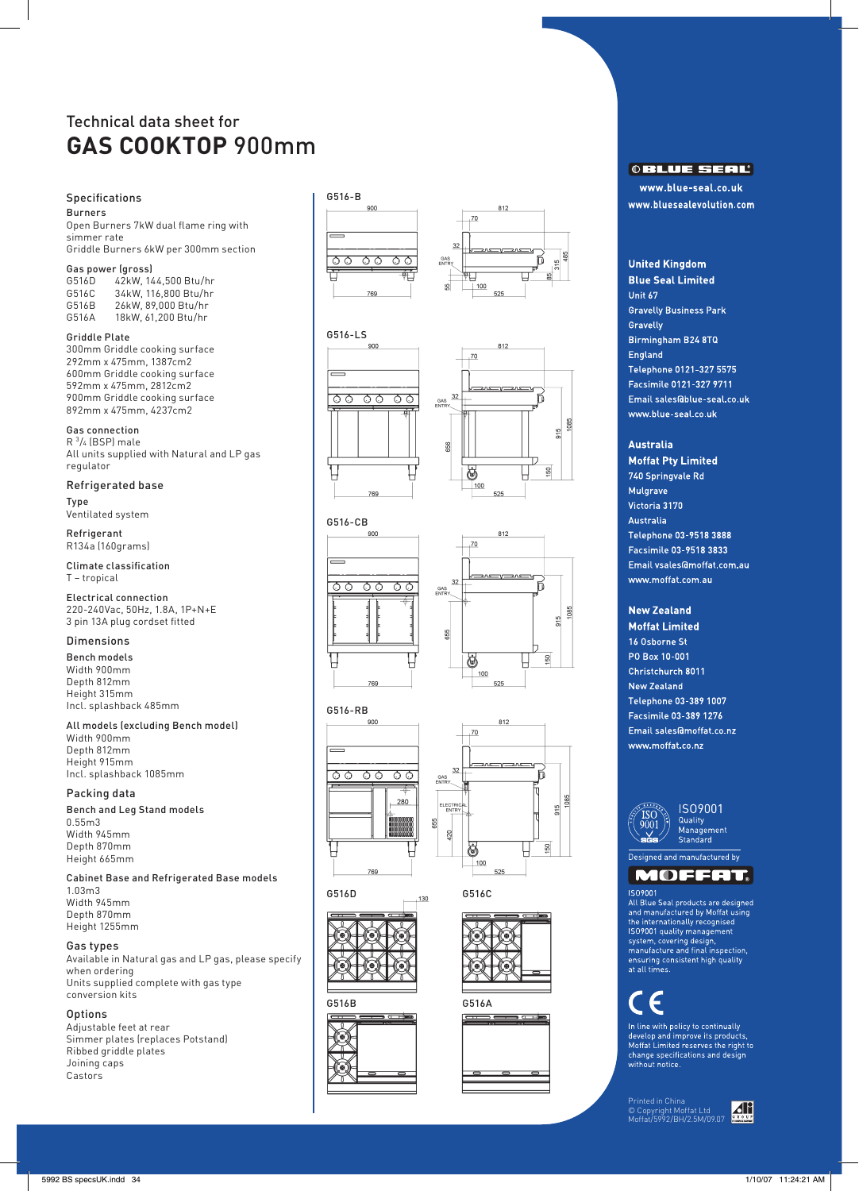Technical data sheet for

# GAS COOKTOP 900mm

## Specifications

**Burners**
Open Burners 7kW dual flame ring with simmer rate
Griddle Burners 6kW per 300mm section

**Gas power (gross)**

| | |
|---|---|
| G516D | 42kW, 144,500 Btu/hr |
| G516C | 34kW, 116,800 Btu/hr |
| G516B | 26kW, 89,000 Btu/hr |
| G516A | 18kW, 61,200 Btu/hr |

**Griddle Plate**
300mm Griddle cooking surface
292mm x 475mm, 1387cm2
600mm Griddle cooking surface
592mm x 475mm, 2812cm2
900mm Griddle cooking surface
892mm x 475mm, 4237cm2

**Gas connection**
R 3/4 (BSP) male
All units supplied with Natural and LP gas regulator

## Refrigerated base

**Type**
Ventilated system

**Refrigerant**
R134a (160grams)

**Climate classification**
T – tropical

**Electrical connection**
220-240Vac, 50Hz, 1.8A, 1P+N+E
3 pin 13A plug cordset fitted

## Dimensions

**Bench models**
Width 900mm
Depth 812mm
Height 315mm
Incl. splashback 485mm

**All models (excluding Bench model)**
Width 900mm
Depth 812mm
Height 915mm
Incl. splashback 1085mm

## Packing data

**Bench and Leg Stand models**
0.55m3
Width 945mm
Depth 870mm
Height 665mm

**Cabinet Base and Refrigerated Base models**
1.03m3
Width 945mm
Depth 870mm
Height 1255mm

## Gas types

Available in Natural gas and LP gas, please specify when ordering
Units supplied complete with gas type conversion kits

## Options

Adjustable feet at rear
Simmer plates (replaces Potstand)
Ribbed griddle plates
Joining caps
Castors

G516-B
900
769
812
70
32
GAS ENTRY
55
100
525
85
315
485

G516-LS
900
769
812
70
32
GAS ENTRY
656
100
525
150
915
1085

G516-CB
900
769
812
70
32
GAS ENTRY
655
100
525
150
915
1085

G516-RB
900
769
280
812
70
32
GAS ENTRY
ELECTRICAL ENTRY
655
420
100
525
150
915
1085

G516D
130

G516C

G516B

G516A

BLUE SEAL

www.blue-seal.co.uk
www.bluesealevolution.com

**United Kingdom**
**Blue Seal Limited**
Unit 67
Gravelly Business Park
Gravelly
Birmingham B24 8TQ
England
Telephone 0121-327 5575
Facsimile 0121-327 9711
Email sales@blue-seal.co.uk
www.blue-seal.co.uk

**Australia**
**Moffat Pty Limited**
740 Springvale Rd
Mulgrave
Victoria 3170
Australia
Telephone 03-9518 3888
Facsimile 03-9518 3833
Email vsales@moffat.com.au
www.moffat.com.au

**New Zealand**
**Moffat Limited**
16 Osborne St
PO Box 10-001
Christchurch 8011
New Zealand
Telephone 03-389 1007
Facsimile 03-389 1276
Email sales@moffat.co.nz
www.moffat.co.nz

ISO9001
Quality
Management
Standard

Designed and manufactured by

MOFFAT

ISO9001
All Blue Seal products are designed and manufactured by Moffat using the internationally recognised ISO9001 quality management system, covering design, manufacture and final inspection, ensuring consistent high quality at all times.

CE

In line with policy to continually develop and improve its products, Moffat Limited reserves the right to change specifications and design without notice.

Printed in China
© Copyright Moffat Ltd
Moffat/5992/BH/2.5M/09.07